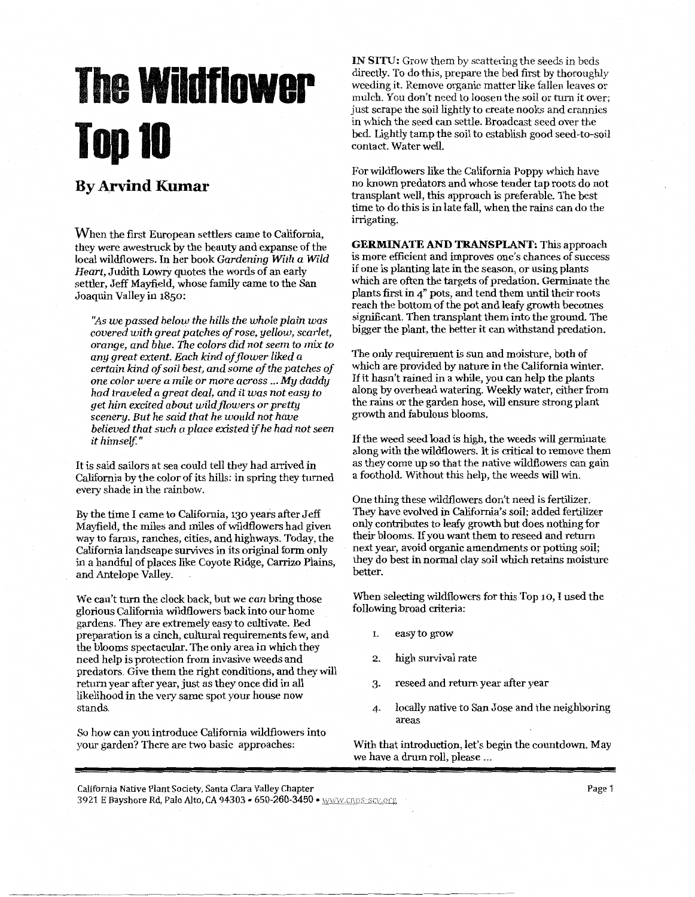# The Wildflower Top 10

## By Arvind Kumar

When the first European settlers came to California, they were awestruck by the beauty and expanse of the local wildflowers. In her book *Gardening With a Wild Heart*, Judith Lowry quotes the words of an early settler, Jeff Mayfield, whose family came to the San Joaquin Valley in 1850:

> *"As we passed below the hills the whole plain was covered with great patches of rose, yellow, scarlet, orange, and blue. The colors did not seem to mix to any great extent. Each kind of flower liked a certain kind of soil best, and some of the patches of one color were a mile or more across ... My daddy had traveled a great deal, and it was not easy to get him excited about wildflowers or pretty scenery. But he said that he would not have believed that such a place existed if he had not seen it himself."*

It is said sailors at sea could tell they had arrived in California by the color of its hills: in spring they turned every shade in the rainbow.

By the time I came to California, 130 years after Jeff Mayfield, the miles and miles of wildflowers had given way to farms, ranches, cities, and highways. Today, the California landscape survives in its original form only in a handful of places like Coyote Ridge, Carrizo Plains, and Antelope Valley.

We can't turn the clock back, but we *can* bring those glorious California wildflowers back into our home gardens. They are extremely easy to cultivate. Bed preparation is a cinch, cultural requirements few, and the blooms spectacular. The only area in which they need help is protection from invasive weeds and predators. Give them the right conditions, and they will return year after year, just as they once did in all likelihood in the very same spot your house now stands.

So how can you introduce California wildflowers into your garden? There are two basic approaches:

**IN SITU:** Grow them by scattering the seeds in beds directly. To do this, prepare the bed first by thoroughly weeding it. Remove organic matter like fallen leaves or mulch. You don't need to loosen the soil or turn it over; just scrape the soil lightly to create nooks and crannies in which the seed can settle. Broadcast seed over the bed. Lightly tamp the soil to establish good seed-to-soil contact. Water well.

For wildflowers like the California Poppy which have no known predators and whose tender tap roots do not transplant well, this approach is preferable. The best time to do this is in late fall, when the rains can do the irrigating.

**GERMINATE AND TRANSPLANT:** This approach is more efficient and improves one's chances of success if one is planting late in the season, or using plants which are often the targets of predation. Germinate the plants first in 4" pots, and tend them until their roots reach the bottom of the pot and leafy growth becomes significant. Then transplant them into the ground. The bigger the plant, the better it can withstand predation.

The only requirement is sun and moisture, both of which are provided by nature in the California winter. If it hasn't rained in a while, you can help the plants along by overhead watering. Weekly water, either from the rains or the garden hose, will ensure strong plant growth and fabulous blooms.

If the weed seed load is high, the weeds will germinate along with the wildflowers. It is critical to remove them as they come up so that the native wildflowers can gain a foothold. Without this help, the weeds will win.

One thing these wildflowers don't need is fertilizer. They have evolved in California's soil; added fertilizer only contributes to leafy growth but does nothing for their blooms. If you want them to reseed and return next year, avoid organic amendments or potting soil; they do best in normal clay soil which retains moisture better.

When selecting wildflowers for this Top 10, I used the following broad criteria:

1. easy to grow
2. high survival rate
3. reseed and return year after year
4. locally native to San Jose and the neighboring areas

With that introduction, let's begin the countdown. May we have a drum roll, please ...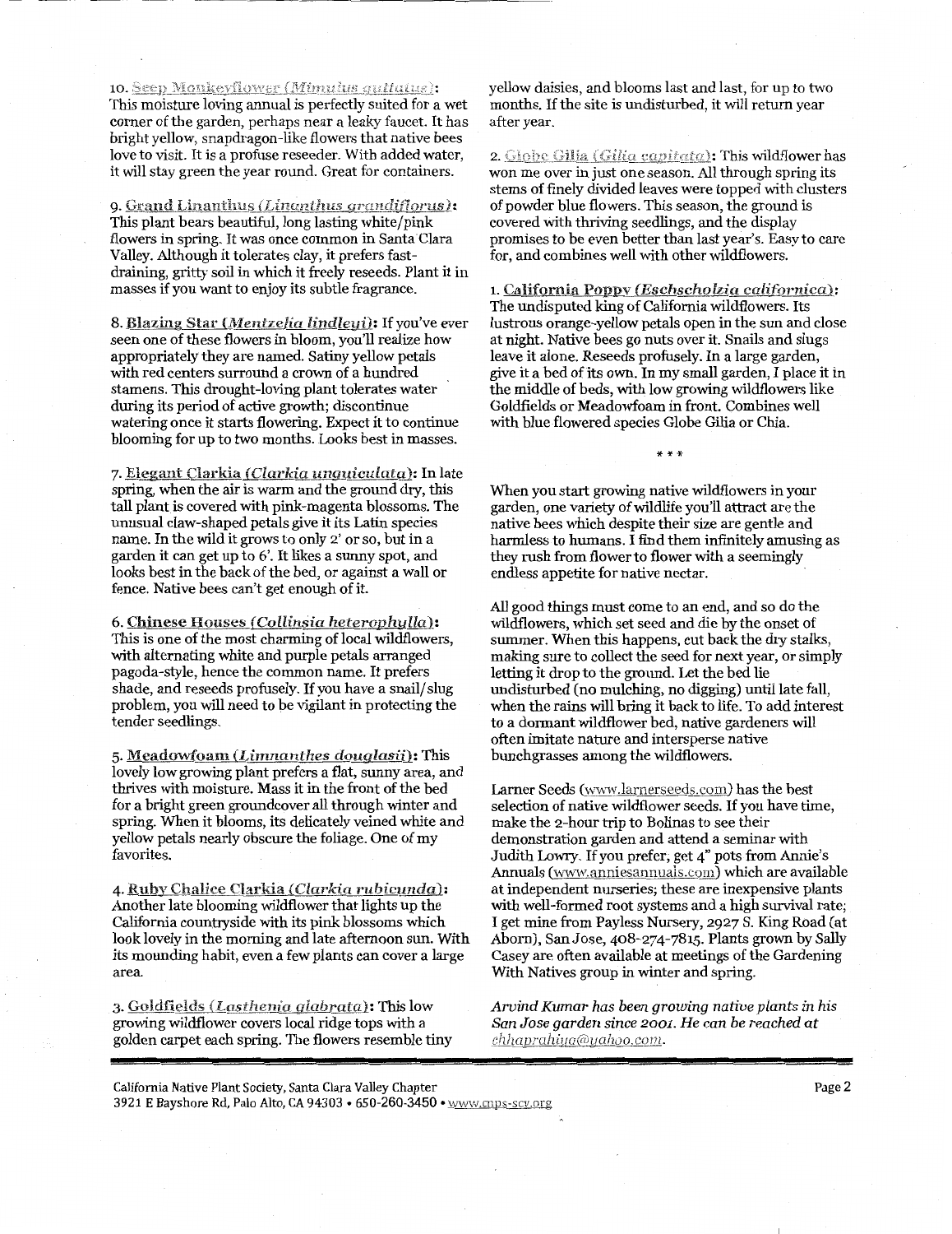10. **Seep Monkeyflower (*Mimulus guttatus*):** This moisture loving annual is perfectly suited for a wet corner of the garden, perhaps near a leaky faucet. It has bright yellow, snapdragon-like flowers that native bees love to visit. It is a profuse reseeder. With added water, it will stay green the year round. Great for containers.

9. **Grand Linanthus (*Linanthus grandiflorus*):** This plant bears beautiful, long lasting white/pink flowers in spring. It was once common in Santa Clara Valley. Although it tolerates clay, it prefers fast-draining, gritty soil in which it freely reseeds. Plant it in masses if you want to enjoy its subtle fragrance.

8. **Blazing Star (*Mentzelia lindleyi*):** If you've ever seen one of these flowers in bloom, you'll realize how appropriately they are named. Satiny yellow petals with red centers surround a crown of a hundred stamens. This drought-loving plant tolerates water during its period of active growth; discontinue watering once it starts flowering. Expect it to continue blooming for up to two months. Looks best in masses.

7. **Elegant Clarkia (*Clarkia unguiculata*):** In late spring, when the air is warm and the ground dry, this tall plant is covered with pink-magenta blossoms. The unusual claw-shaped petals give it its Latin species name. In the wild it grows to only 2' or so, but in a garden it can get up to 6'. It likes a sunny spot, and looks best in the back of the bed, or against a wall or fence. Native bees can't get enough of it.

6. **Chinese Houses (*Collinsia heterophylla*):** This is one of the most charming of local wildflowers, with alternating white and purple petals arranged pagoda-style, hence the common name. It prefers shade, and reseeds profusely. If you have a snail/slug problem, you will need to be vigilant in protecting the tender seedlings.

5. **Meadowfoam (*Limnanthes douglasii*):** This lovely low growing plant prefers a flat, sunny area, and thrives with moisture. Mass it in the front of the bed for a bright green groundcover all through winter and spring. When it blooms, its delicately veined white and yellow petals nearly obscure the foliage. One of my favorites.

4. **Ruby Chalice Clarkia (*Clarkia rubicunda*):** Another late blooming wildflower that lights up the California countryside with its pink blossoms which look lovely in the morning and late afternoon sun. With its mounding habit, even a few plants can cover a large area.

3. **Goldfields (*Lasthenia glabrata*):** This low growing wildflower covers local ridge tops with a golden carpet each spring. The flowers resemble tiny yellow daisies, and blooms last and last, for up to two months. If the site is undisturbed, it will return year after year.

2. **Globe Gilia (*Gilia capitata*):** This wildflower has won me over in just one season. All through spring its stems of finely divided leaves were topped with clusters of powder blue flowers. This season, the ground is covered with thriving seedlings, and the display promises to be even better than last year's. Easy to care for, and combines well with other wildflowers.

1. **California Poppy (*Eschscholzia californica*):** The undisputed king of California wildflowers. Its lustrous orange-yellow petals open in the sun and close at night. Native bees go nuts over it. Snails and slugs leave it alone. Reseeds profusely. In a large garden, give it a bed of its own. In my small garden, I place it in the middle of beds, with low growing wildflowers like Goldfields or Meadowfoam in front. Combines well with blue flowered species Globe Gilia or Chia.

\* \* \*

When you start growing native wildflowers in your garden, one variety of wildlife you'll attract are the native bees which despite their size are gentle and harmless to humans. I find them infinitely amusing as they rush from flower to flower with a seemingly endless appetite for native nectar.

All good things must come to an end, and so do the wildflowers, which set seed and die by the onset of summer. When this happens, cut back the dry stalks, making sure to collect the seed for next year, or simply letting it drop to the ground. Let the bed lie undisturbed (no mulching, no digging) until late fall, when the rains will bring it back to life. To add interest to a dormant wildflower bed, native gardeners will often imitate nature and intersperse native bunchgrasses among the wildflowers.

Larner Seeds (www.larnerseeds.com) has the best selection of native wildflower seeds. If you have time, make the 2-hour trip to Bolinas to see their demonstration garden and attend a seminar with Judith Lowry. If you prefer, get 4" pots from Annie's Annuals (www.anniesannuals.com) which are available at independent nurseries; these are inexpensive plants with well-formed root systems and a high survival rate; I get mine from Payless Nursery, 2927 S. King Road (at Aborn), San Jose, 408-274-7815. Plants grown by Sally Casey are often available at meetings of the Gardening With Natives group in winter and spring.

*Arvind Kumar has been growing native plants in his San Jose garden since 2001. He can be reached at chhaprahiya@yahoo.com.*

California Native Plant Society, Santa Clara Valley Chapter
3921 E Bayshore Rd, Palo Alto, CA 94303 • 650-260-3450 • www.cnps-scv.org